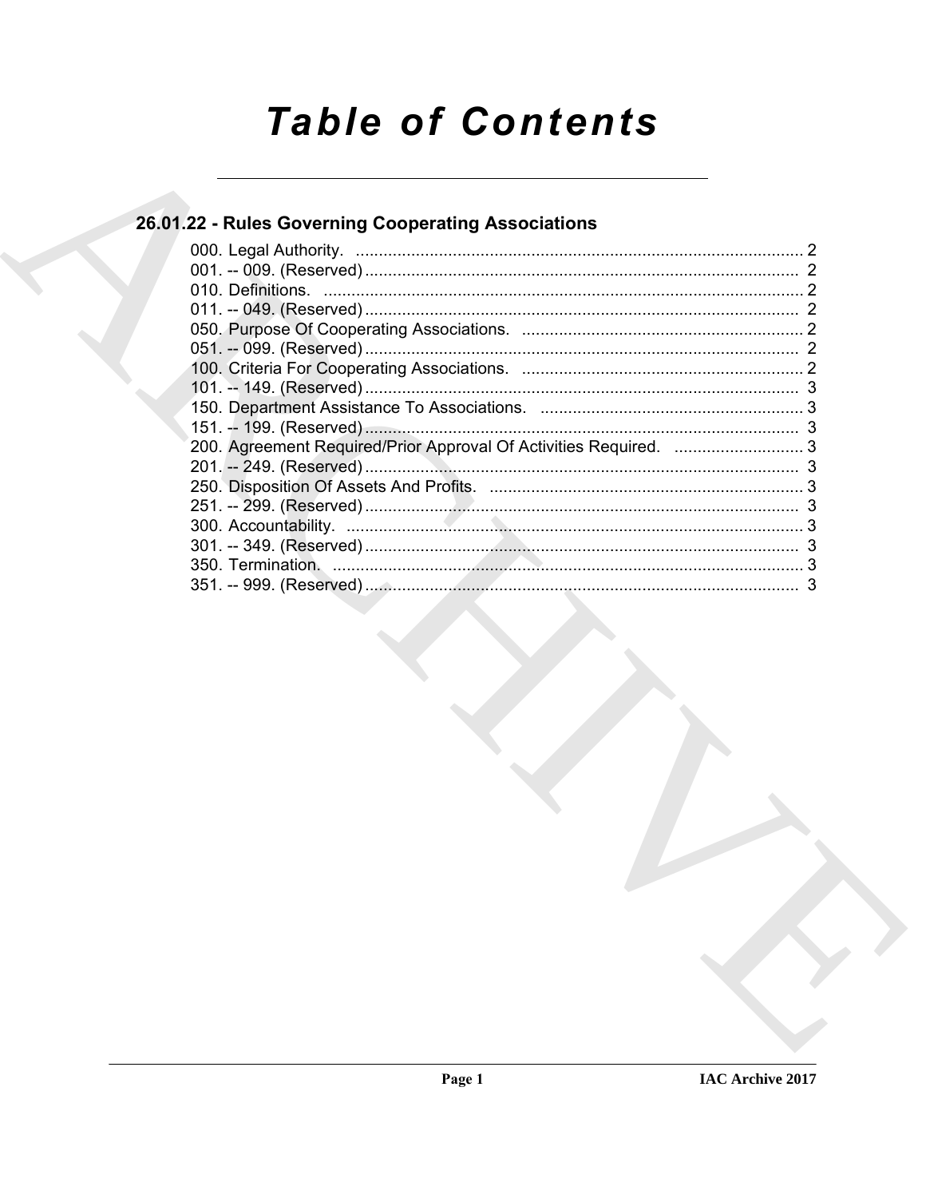# Table of Contents

## 26.01.22 - Rules Governing Cooperating Associations

000. Legal Authority. ............................................................................................ 2
001. -- 009. (Reserved) ......................................................................................... 2
010. Definitions. .................................................................................................. 2
011. -- 049. (Reserved) ......................................................................................... 2
050. Purpose Of Cooperating Associations. ........................................................ 2
051. -- 099. (Reserved) ......................................................................................... 2
100. Criteria For Cooperating Associations. ....................................................... 2
101. -- 149. (Reserved) ......................................................................................... 3
150. Department Assistance To Associations. .................................................... 3
151. -- 199. (Reserved) ......................................................................................... 3
200. Agreement Required/Prior Approval Of Activities Required. ........................ 3
201. -- 249. (Reserved) ......................................................................................... 3
250. Disposition Of Assets And Profits. ............................................................... 3
251. -- 299. (Reserved) ......................................................................................... 3
300. Accountability. ............................................................................................. 3
301. -- 349. (Reserved) ......................................................................................... 3
350. Termination. ................................................................................................. 3
351. -- 999. (Reserved) ......................................................................................... 3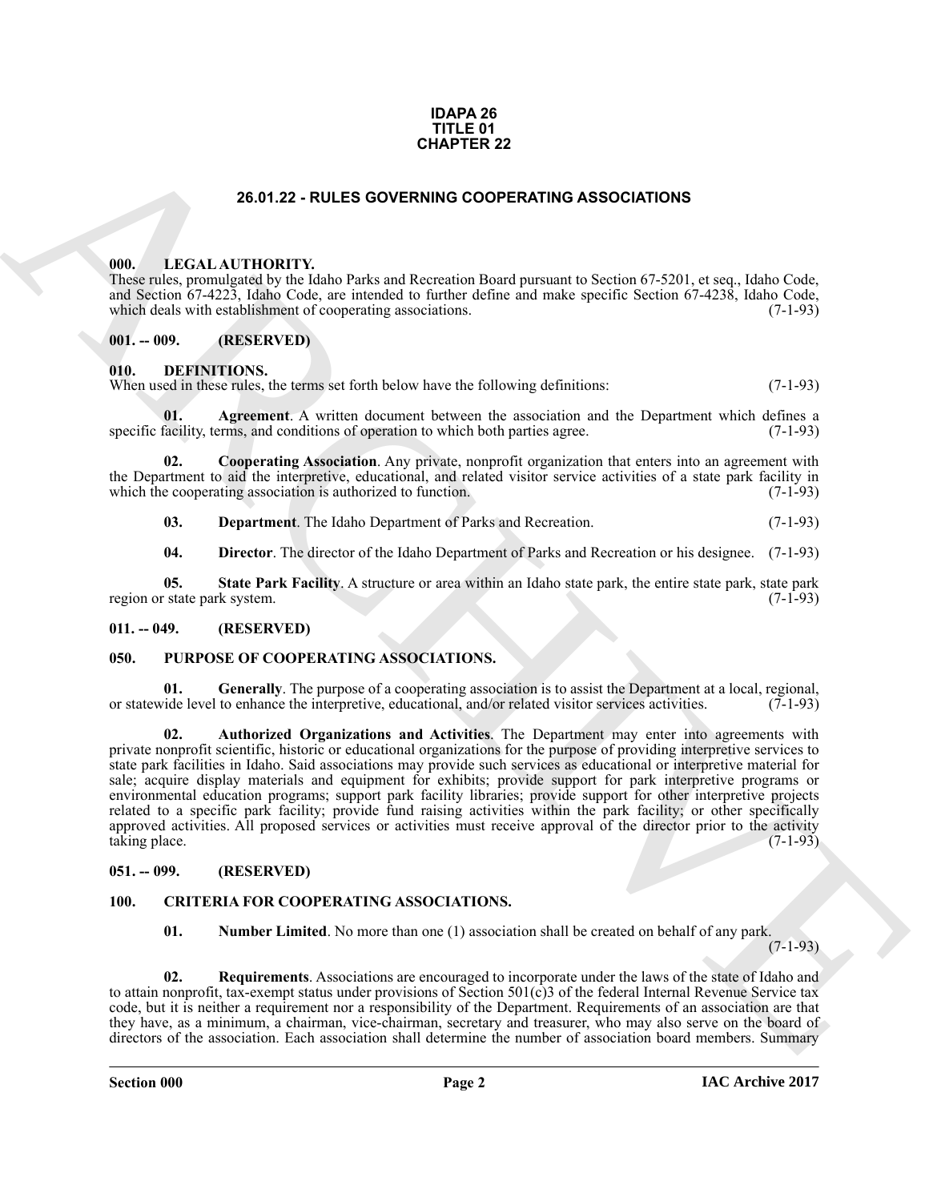**IDAPA 26**
**TITLE 01**
**CHAPTER 22**

# 26.01.22 - RULES GOVERNING COOPERATING ASSOCIATIONS

## 000. LEGAL AUTHORITY.

These rules, promulgated by the Idaho Parks and Recreation Board pursuant to Section 67-5201, et seq., Idaho Code, and Section 67-4223, Idaho Code, are intended to further define and make specific Section 67-4238, Idaho Code, which deals with establishment of cooperating associations. (7-1-93)

## 001. -- 009. (RESERVED)

## 010. DEFINITIONS.

When used in these rules, the terms set forth below have the following definitions: (7-1-93)

**01. Agreement**. A written document between the association and the Department which defines a specific facility, terms, and conditions of operation to which both parties agree. (7-1-93)

**02. Cooperating Association**. Any private, nonprofit organization that enters into an agreement with the Department to aid the interpretive, educational, and related visitor service activities of a state park facility in which the cooperating association is authorized to function. (7-1-93)

**03. Department**. The Idaho Department of Parks and Recreation. (7-1-93)

**04. Director**. The director of the Idaho Department of Parks and Recreation or his designee. (7-1-93)

**05. State Park Facility**. A structure or area within an Idaho state park, the entire state park, state park region or state park system. (7-1-93)

## 011. -- 049. (RESERVED)

## 050. PURPOSE OF COOPERATING ASSOCIATIONS.

**01. Generally**. The purpose of a cooperating association is to assist the Department at a local, regional, or statewide level to enhance the interpretive, educational, and/or related visitor services activities. (7-1-93)

**02. Authorized Organizations and Activities**. The Department may enter into agreements with private nonprofit scientific, historic or educational organizations for the purpose of providing interpretive services to state park facilities in Idaho. Said associations may provide such services as educational or interpretive material for sale; acquire display materials and equipment for exhibits; provide support for park interpretive programs or environmental education programs; support park facility libraries; provide support for other interpretive projects related to a specific park facility; provide fund raising activities within the park facility; or other specifically approved activities. All proposed services or activities must receive approval of the director prior to the activity taking place. (7-1-93)

## 051. -- 099. (RESERVED)

## 100. CRITERIA FOR COOPERATING ASSOCIATIONS.

**01. Number Limited**. No more than one (1) association shall be created on behalf of any park. (7-1-93)

**02. Requirements**. Associations are encouraged to incorporate under the laws of the state of Idaho and to attain nonprofit, tax-exempt status under provisions of Section 501(c)3 of the federal Internal Revenue Service tax code, but it is neither a requirement nor a responsibility of the Department. Requirements of an association are that they have, as a minimum, a chairman, vice-chairman, secretary and treasurer, who may also serve on the board of directors of the association. Each association shall determine the number of association board members. Summary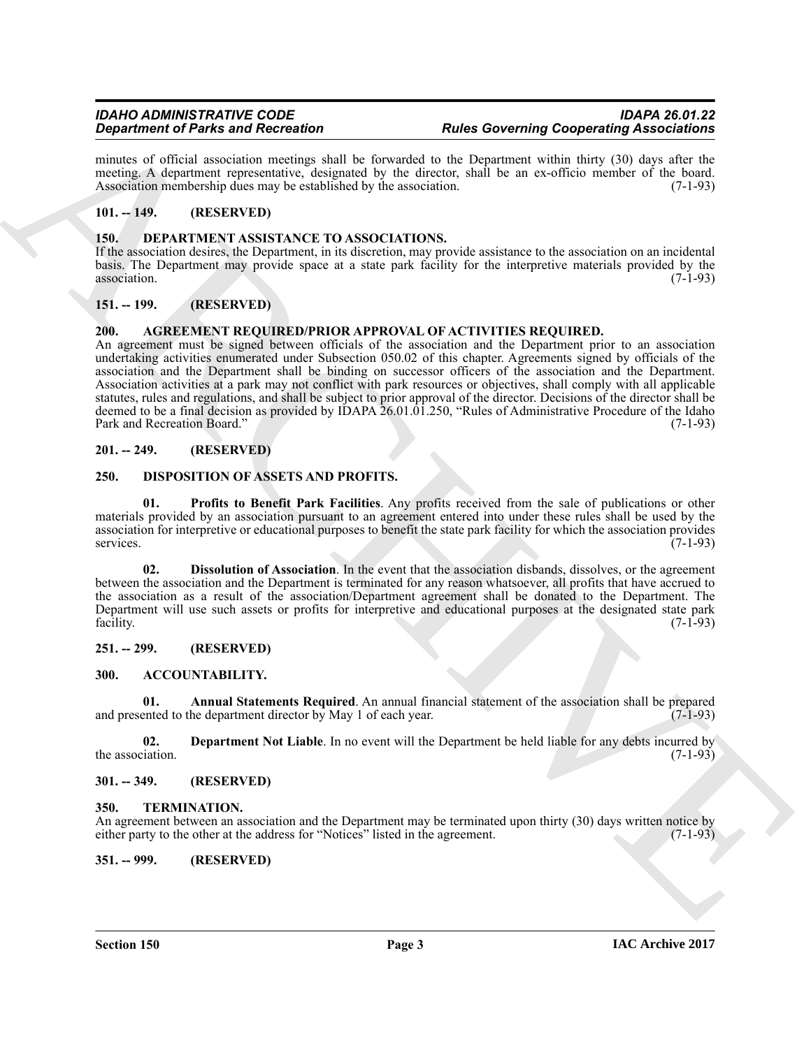minutes of official association meetings shall be forwarded to the Department within thirty (30) days after the meeting. A department representative, designated by the director, shall be an ex-officio member of the board. Association membership dues may be established by the association. (7-1-93)

## 101. -- 149. (RESERVED)

## 150. DEPARTMENT ASSISTANCE TO ASSOCIATIONS.

If the association desires, the Department, in its discretion, may provide assistance to the association on an incidental basis. The Department may provide space at a state park facility for the interpretive materials provided by the association. (7-1-93)

## 151. -- 199. (RESERVED)

## 200. AGREEMENT REQUIRED/PRIOR APPROVAL OF ACTIVITIES REQUIRED.

An agreement must be signed between officials of the association and the Department prior to an association undertaking activities enumerated under Subsection 050.02 of this chapter. Agreements signed by officials of the association and the Department shall be binding on successor officers of the association and the Department. Association activities at a park may not conflict with park resources or objectives, shall comply with all applicable statutes, rules and regulations, and shall be subject to prior approval of the director. Decisions of the director shall be deemed to be a final decision as provided by IDAPA 26.01.01.250, "Rules of Administrative Procedure of the Idaho Park and Recreation Board." (7-1-93)

## 201. -- 249. (RESERVED)

## 250. DISPOSITION OF ASSETS AND PROFITS.

**01. Profits to Benefit Park Facilities**. Any profits received from the sale of publications or other materials provided by an association pursuant to an agreement entered into under these rules shall be used by the association for interpretive or educational purposes to benefit the state park facility for which the association provides services. (7-1-93)

**02. Dissolution of Association**. In the event that the association disbands, dissolves, or the agreement between the association and the Department is terminated for any reason whatsoever, all profits that have accrued to the association as a result of the association/Department agreement shall be donated to the Department. The Department will use such assets or profits for interpretive and educational purposes at the designated state park facility. (7-1-93)

## 251. -- 299. (RESERVED)

## 300. ACCOUNTABILITY.

**01. Annual Statements Required**. An annual financial statement of the association shall be prepared and presented to the department director by May 1 of each year. (7-1-93)

**02. Department Not Liable**. In no event will the Department be held liable for any debts incurred by the association. (7-1-93)

## 301. -- 349. (RESERVED)

## 350. TERMINATION.

An agreement between an association and the Department may be terminated upon thirty (30) days written notice by either party to the other at the address for "Notices" listed in the agreement. (7-1-93)

## 351. -- 999. (RESERVED)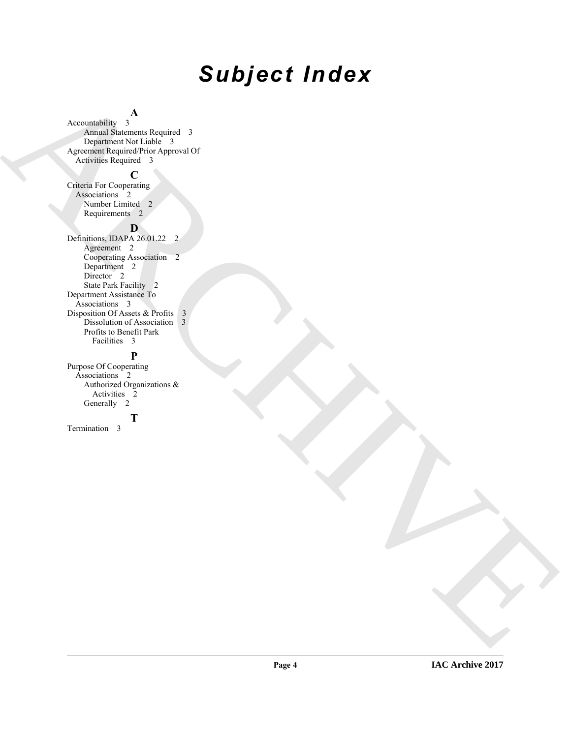# *Subject Index*

**A**

Accountability 3
  Annual Statements Required 3
  Department Not Liable 3
Agreement Required/Prior Approval Of Activities Required 3

**C**

Criteria For Cooperating Associations 2
  Number Limited 2
  Requirements 2

**D**

Definitions, IDAPA 26.01.22 2
  Agreement 2
  Cooperating Association 2
  Department 2
  Director 2
  State Park Facility 2
Department Assistance To Associations 3
Disposition Of Assets & Profits 3
  Dissolution of Association 3
  Profits to Benefit Park Facilities 3

**P**

Purpose Of Cooperating Associations 2
  Authorized Organizations & Activities 2
  Generally 2

**T**

Termination 3